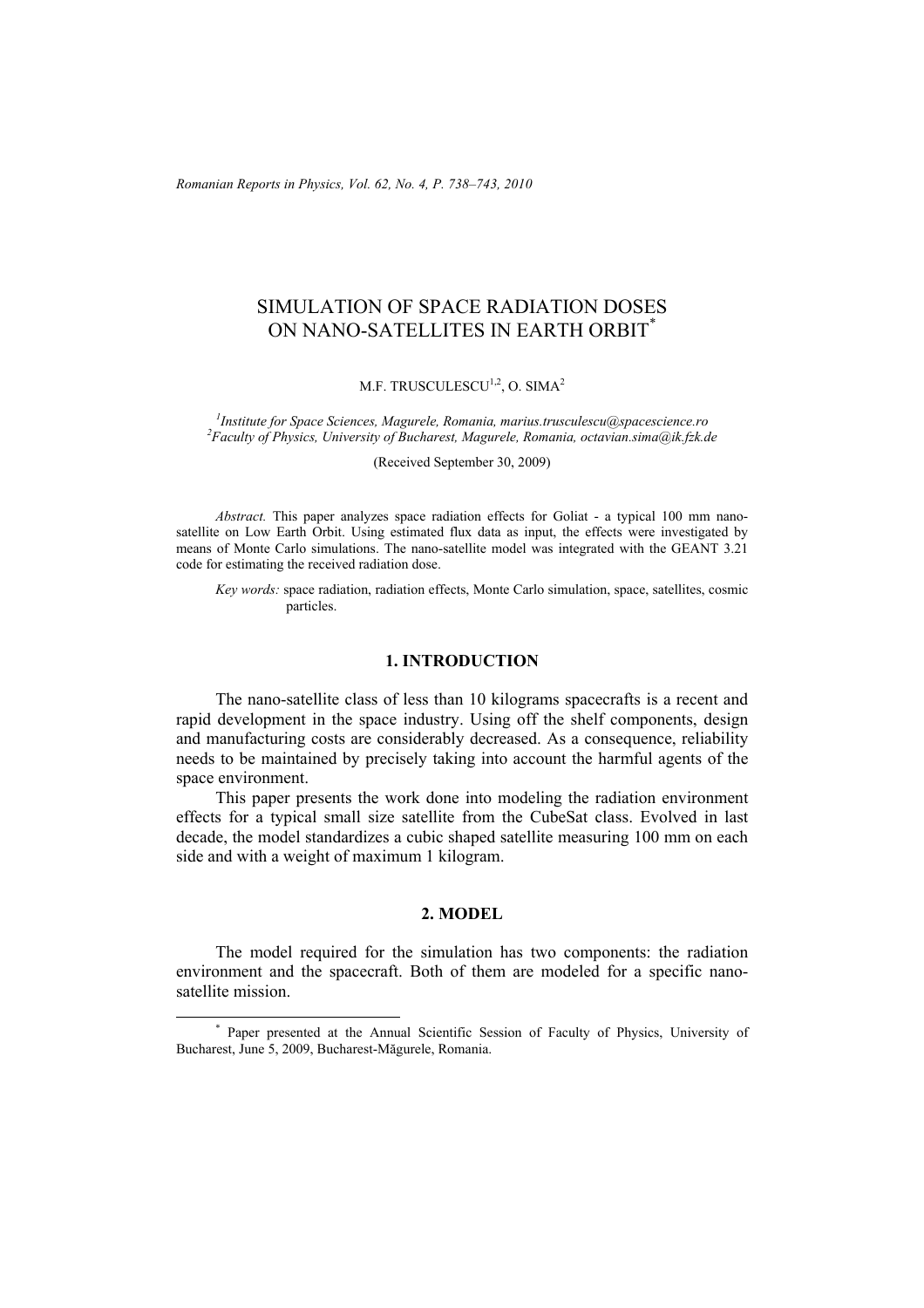# SIMULATION OF SPACE RADIATION DOSES ON NANO-SATELLITES IN EARTH ORBIT[*]

M.F. TRUSCULESCU[1,2], O. SIMA[2]

[1]*Institute for Space Sciences, Magurele, Romania, marius.trusculescu@spacescience.ro*
[2]*Faculty of Physics, University of Bucharest, Magurele, Romania, octavian.sima@ik.fzk.de*

(Received September 30, 2009)

*Abstract.* This paper analyzes space radiation effects for Goliat - a typical 100 mm nano-satellite on Low Earth Orbit. Using estimated flux data as input, the effects were investigated by means of Monte Carlo simulations. The nano-satellite model was integrated with the GEANT 3.21 code for estimating the received radiation dose.

*Key words:* space radiation, radiation effects, Monte Carlo simulation, space, satellites, cosmic particles.

## 1. INTRODUCTION

The nano-satellite class of less than 10 kilograms spacecrafts is a recent and rapid development in the space industry. Using off the shelf components, design and manufacturing costs are considerably decreased. As a consequence, reliability needs to be maintained by precisely taking into account the harmful agents of the space environment.

This paper presents the work done into modeling the radiation environment effects for a typical small size satellite from the CubeSat class. Evolved in last decade, the model standardizes a cubic shaped satellite measuring 100 mm on each side and with a weight of maximum 1 kilogram.

## 2. MODEL

The model required for the simulation has two components: the radiation environment and the spacecraft. Both of them are modeled for a specific nano-satellite mission.

[*] Paper presented at the Annual Scientific Session of Faculty of Physics, University of Bucharest, June 5, 2009, Bucharest-Măgurele, Romania.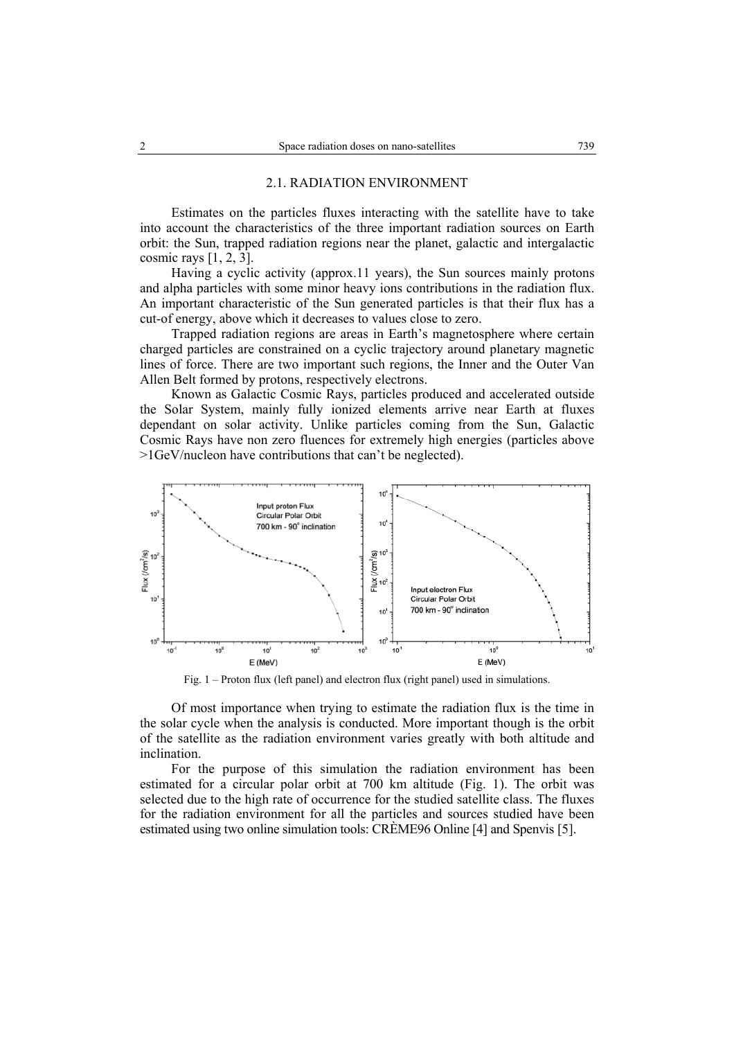### 2.1. RADIATION ENVIRONMENT

Estimates on the particles fluxes interacting with the satellite have to take into account the characteristics of the three important radiation sources on Earth orbit: the Sun, trapped radiation regions near the planet, galactic and intergalactic cosmic rays [1, 2, 3].

Having a cyclic activity (approx.11 years), the Sun sources mainly protons and alpha particles with some minor heavy ions contributions in the radiation flux. An important characteristic of the Sun generated particles is that their flux has a cut-of energy, above which it decreases to values close to zero.

Trapped radiation regions are areas in Earth's magnetosphere where certain charged particles are constrained on a cyclic trajectory around planetary magnetic lines of force. There are two important such regions, the Inner and the Outer Van Allen Belt formed by protons, respectively electrons.

Known as Galactic Cosmic Rays, particles produced and accelerated outside the Solar System, mainly fully ionized elements arrive near Earth at fluxes dependant on solar activity. Unlike particles coming from the Sun, Galactic Cosmic Rays have non zero fluences for extremely high energies (particles above >1GeV/nucleon have contributions that can't be neglected).

Fig. 1 – Proton flux (left panel) and electron flux (right panel) used in simulations.

Of most importance when trying to estimate the radiation flux is the time in the solar cycle when the analysis is conducted. More important though is the orbit of the satellite as the radiation environment varies greatly with both altitude and inclination.

For the purpose of this simulation the radiation environment has been estimated for a circular polar orbit at 700 km altitude (Fig. 1). The orbit was selected due to the high rate of occurrence for the studied satellite class. The fluxes for the radiation environment for all the particles and sources studied have been estimated using two online simulation tools: CRÈME96 Online [4] and Spenvis [5].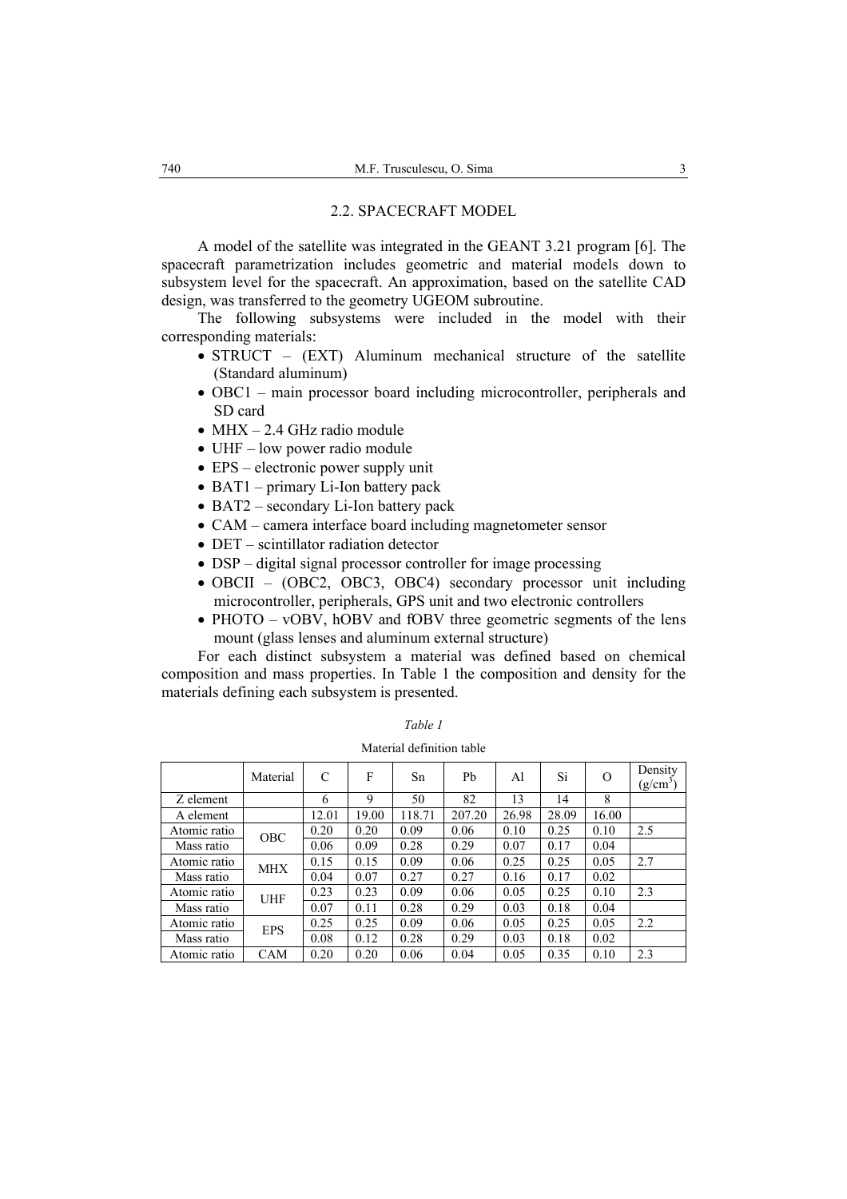## 2.2. SPACECRAFT MODEL

A model of the satellite was integrated in the GEANT 3.21 program [6]. The spacecraft parametrization includes geometric and material models down to subsystem level for the spacecraft. An approximation, based on the satellite CAD design, was transferred to the geometry UGEOM subroutine.

The following subsystems were included in the model with their corresponding materials:

- STRUCT – (EXT) Aluminum mechanical structure of the satellite (Standard aluminum)
- OBC1 – main processor board including microcontroller, peripherals and SD card
- MHX – 2.4 GHz radio module
- UHF – low power radio module
- EPS – electronic power supply unit
- BAT1 – primary Li-Ion battery pack
- BAT2 – secondary Li-Ion battery pack
- CAM – camera interface board including magnetometer sensor
- DET – scintillator radiation detector
- DSP – digital signal processor controller for image processing
- OBCII – (OBC2, OBC3, OBC4) secondary processor unit including microcontroller, peripherals, GPS unit and two electronic controllers
- PHOTO – vOBV, hOBV and fOBV three geometric segments of the lens mount (glass lenses and aluminum external structure)

For each distinct subsystem a material was defined based on chemical composition and mass properties. In Table 1 the composition and density for the materials defining each subsystem is presented.

*Table 1*

Material definition table

| | Material | C | F | Sn | Pb | Al | Si | O | Density ($g/cm^3$) |
|---|---|---|---|---|---|---|---|---|---|
| Z element | | 6 | 9 | 50 | 82 | 13 | 14 | 8 | |
| A element | | 12.01 | 19.00 | 118.71 | 207.20 | 26.98 | 28.09 | 16.00 | |
| Atomic ratio | OBC | 0.20 | 0.20 | 0.09 | 0.06 | 0.10 | 0.25 | 0.10 | 2.5 |
| Mass ratio | | 0.06 | 0.09 | 0.28 | 0.29 | 0.07 | 0.17 | 0.04 | |
| Atomic ratio | MHX | 0.15 | 0.15 | 0.09 | 0.06 | 0.25 | 0.25 | 0.05 | 2.7 |
| Mass ratio | | 0.04 | 0.07 | 0.27 | 0.27 | 0.16 | 0.17 | 0.02 | |
| Atomic ratio | UHF | 0.23 | 0.23 | 0.09 | 0.06 | 0.05 | 0.25 | 0.10 | 2.3 |
| Mass ratio | | 0.07 | 0.11 | 0.28 | 0.29 | 0.03 | 0.18 | 0.04 | |
| Atomic ratio | EPS | 0.25 | 0.25 | 0.09 | 0.06 | 0.05 | 0.25 | 0.05 | 2.2 |
| Mass ratio | | 0.08 | 0.12 | 0.28 | 0.29 | 0.03 | 0.18 | 0.02 | |
| Atomic ratio | CAM | 0.20 | 0.20 | 0.06 | 0.04 | 0.05 | 0.35 | 0.10 | 2.3 |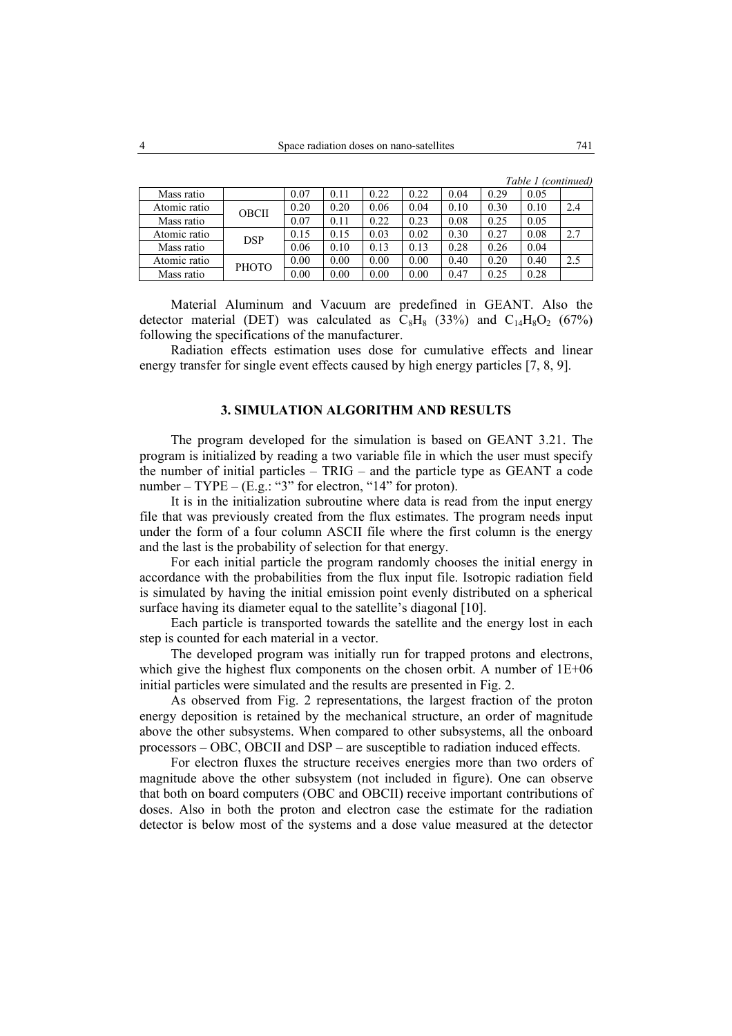*Table 1 (continued)*

| | | | | | | | | | |
|---|---|---|---|---|---|---|---|---|---|
| Mass ratio | | 0.07 | 0.11 | 0.22 | 0.22 | 0.04 | 0.29 | 0.05 | |
| Atomic ratio | OBCII | 0.20 | 0.20 | 0.06 | 0.04 | 0.10 | 0.30 | 0.10 | 2.4 |
| Mass ratio | | 0.07 | 0.11 | 0.22 | 0.23 | 0.08 | 0.25 | 0.05 | |
| Atomic ratio | DSP | 0.15 | 0.15 | 0.03 | 0.02 | 0.30 | 0.27 | 0.08 | 2.7 |
| Mass ratio | | 0.06 | 0.10 | 0.13 | 0.13 | 0.28 | 0.26 | 0.04 | |
| Atomic ratio | PHOTO | 0.00 | 0.00 | 0.00 | 0.00 | 0.40 | 0.20 | 0.40 | 2.5 |
| Mass ratio | | 0.00 | 0.00 | 0.00 | 0.00 | 0.47 | 0.25 | 0.28 | |

Material Aluminum and Vacuum are predefined in GEANT. Also the detector material (DET) was calculated as $C_8H_8$ (33%) and $C_{14}H_8O_2$ (67%) following the specifications of the manufacturer.

Radiation effects estimation uses dose for cumulative effects and linear energy transfer for single event effects caused by high energy particles [7, 8, 9].

## 3. SIMULATION ALGORITHM AND RESULTS

The program developed for the simulation is based on GEANT 3.21. The program is initialized by reading a two variable file in which the user must specify the number of initial particles – TRIG – and the particle type as GEANT a code number – TYPE – (E.g.: "3" for electron, "14" for proton).

It is in the initialization subroutine where data is read from the input energy file that was previously created from the flux estimates. The program needs input under the form of a four column ASCII file where the first column is the energy and the last is the probability of selection for that energy.

For each initial particle the program randomly chooses the initial energy in accordance with the probabilities from the flux input file. Isotropic radiation field is simulated by having the initial emission point evenly distributed on a spherical surface having its diameter equal to the satellite's diagonal [10].

Each particle is transported towards the satellite and the energy lost in each step is counted for each material in a vector.

The developed program was initially run for trapped protons and electrons, which give the highest flux components on the chosen orbit. A number of 1E+06 initial particles were simulated and the results are presented in Fig. 2.

As observed from Fig. 2 representations, the largest fraction of the proton energy deposition is retained by the mechanical structure, an order of magnitude above the other subsystems. When compared to other subsystems, all the onboard processors – OBC, OBCII and DSP – are susceptible to radiation induced effects.

For electron fluxes the structure receives energies more than two orders of magnitude above the other subsystem (not included in figure). One can observe that both on board computers (OBC and OBCII) receive important contributions of doses. Also in both the proton and electron case the estimate for the radiation detector is below most of the systems and a dose value measured at the detector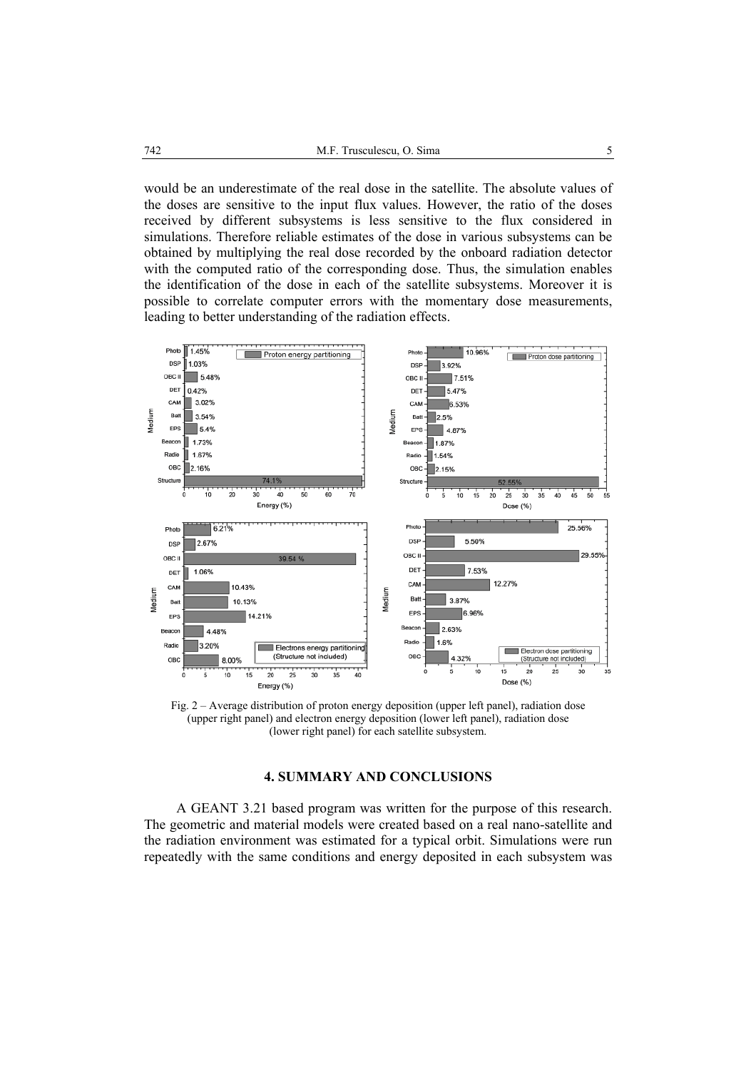would be an underestimate of the real dose in the satellite. The absolute values of the doses are sensitive to the input flux values. However, the ratio of the doses received by different subsystems is less sensitive to the flux considered in simulations. Therefore reliable estimates of the dose in various subsystems can be obtained by multiplying the real dose recorded by the onboard radiation detector with the computed ratio of the corresponding dose. Thus, the simulation enables the identification of the dose in each of the satellite subsystems. Moreover it is possible to correlate computer errors with the momentary dose measurements, leading to better understanding of the radiation effects.

Fig. 2 – Average distribution of proton energy deposition (upper left panel), radiation dose (upper right panel) and electron energy deposition (lower left panel), radiation dose (lower right panel) for each satellite subsystem.

## 4. SUMMARY AND CONCLUSIONS

A GEANT 3.21 based program was written for the purpose of this research. The geometric and material models were created based on a real nano-satellite and the radiation environment was estimated for a typical orbit. Simulations were run repeatedly with the same conditions and energy deposited in each subsystem was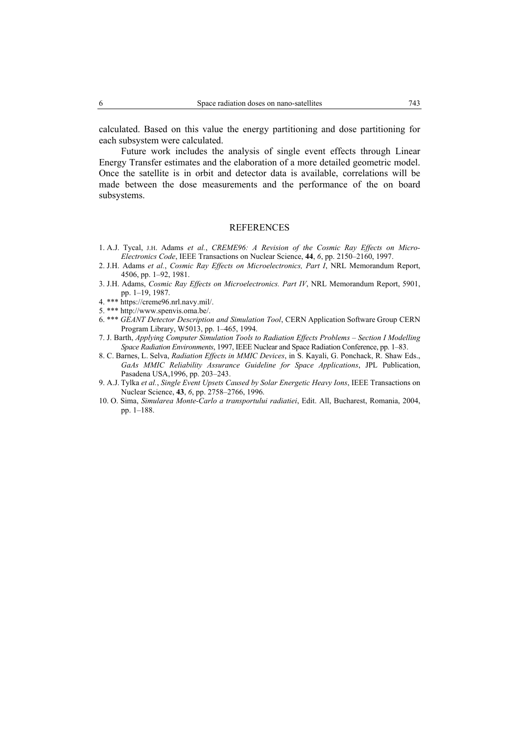calculated. Based on this value the energy partitioning and dose partitioning for each subsystem were calculated.

Future work includes the analysis of single event effects through Linear Energy Transfer estimates and the elaboration of a more detailed geometric model. Once the satellite is in orbit and detector data is available, correlations will be made between the dose measurements and the performance of the on board subsystems.

## REFERENCES

1. A.J. Tycal, J.H. Adams *et al.*, *CREME96: A Revision of the Cosmic Ray Effects on Micro-Electronics Code*, IEEE Transactions on Nuclear Science, **44**, *6*, pp. 2150–2160, 1997.
2. J.H. Adams *et al.*, *Cosmic Ray Effects on Microelectronics, Part I*, NRL Memorandum Report, 4506, pp. 1–92, 1981.
3. J.H. Adams, *Cosmic Ray Effects on Microelectronics. Part IV*, NRL Memorandum Report, 5901, pp. 1–19, 1987.
4. *** https://creme96.nrl.navy.mil/.
5. *** http://www.spenvis.oma.be/.
6. *** *GEANT Detector Description and Simulation Tool*, CERN Application Software Group CERN Program Library, W5013, pp. 1–465, 1994.
7. J. Barth, *Applying Computer Simulation Tools to Radiation Effects Problems – Section I Modelling Space Radiation Environments*, 1997, IEEE Nuclear and Space Radiation Conference, pp. 1–83.
8. C. Barnes, L. Selva, *Radiation Effects in MMIC Devices*, in S. Kayali, G. Ponchack, R. Shaw Eds., *GaAs MMIC Reliability Assurance Guideline for Space Applications*, JPL Publication, Pasadena USA,1996, pp. 203–243.
9. A.J. Tylka *et al.*, *Single Event Upsets Caused by Solar Energetic Heavy Ions*, IEEE Transactions on Nuclear Science, **43**, *6*, pp. 2758–2766, 1996.
10. O. Sima, *Simularea Monte-Carlo a transportului radiatiei*, Edit. All, Bucharest, Romania, 2004, pp. 1–188.